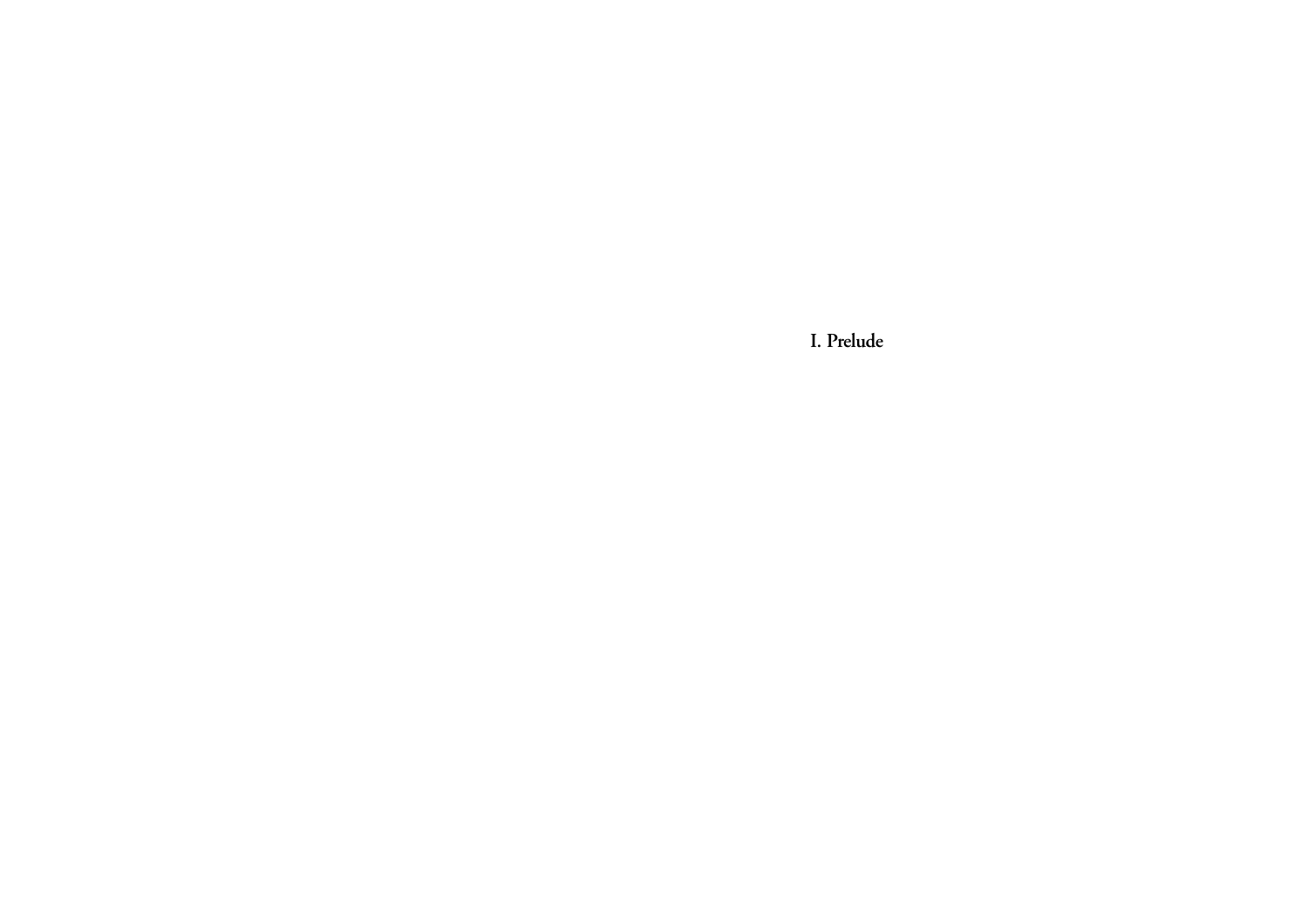# I. Prelude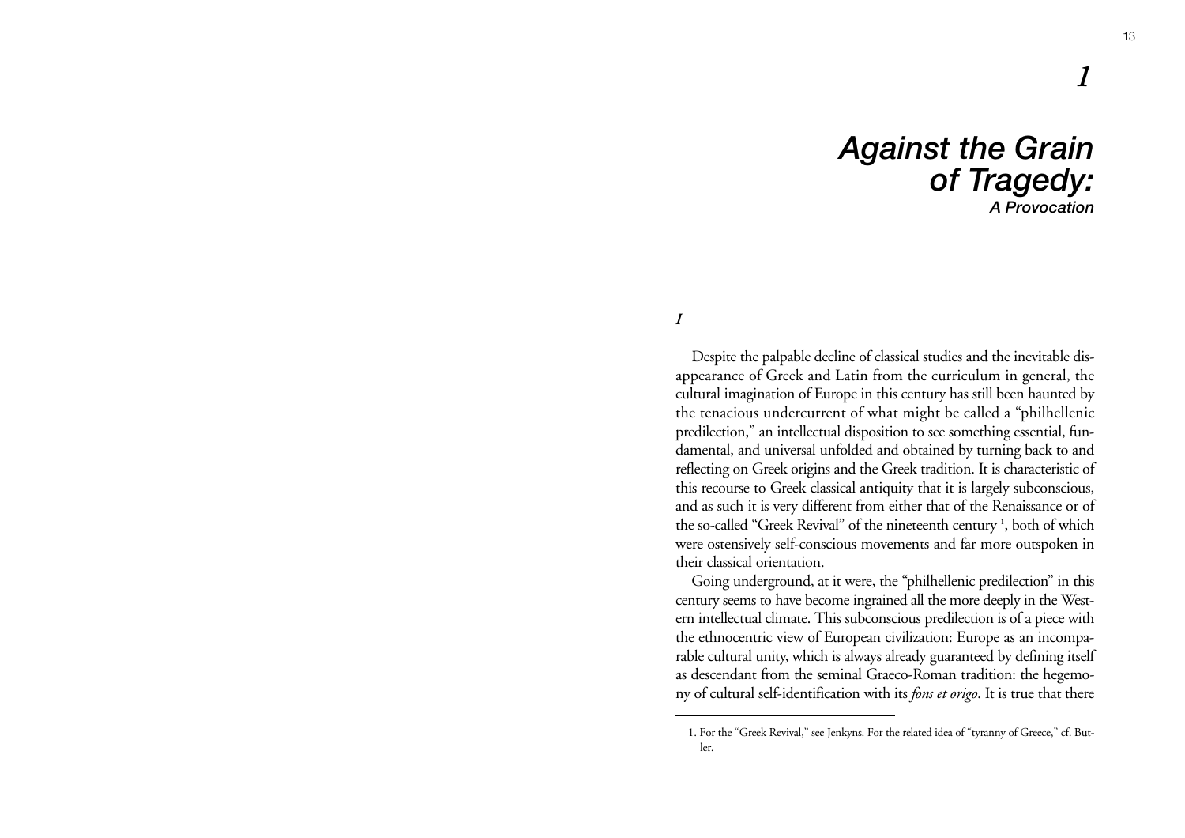# 1

# Against the Grain of Tragedy:

## A Provocation

### *I*

Despite the palpable decline of classical studies and the inevitable disappearance of Greek and Latin from the curriculum in general, the cultural imagination of Europe in this century has still been haunted by the tenacious undercurrent of what might be called a "philhellenic predilection," an intellectual disposition to see something essential, fundamental, and universal unfolded and obtained by turning back to and reflecting on Greek origins and the Greek tradition. It is characteristic of this recourse to Greek classical antiquity that it is largely subconscious, and as such it is very different from either that of the Renaissance or of the so-called "Greek Revival" of the nineteenth century [1], both of which were ostensively self-conscious movements and far more outspoken in their classical orientation.

Going underground, at it were, the "philhellenic predilection" in this century seems to have become ingrained all the more deeply in the Western intellectual climate. This subconscious predilection is of a piece with the ethnocentric view of European civilization: Europe as an incomparable cultural unity, which is always already guaranteed by defining itself as descendant from the seminal Graeco-Roman tradition: the hegemony of cultural self-identification with its *fons et origo*. It is true that there

---

1. For the "Greek Revival," see Jenkyns. For the related idea of "tyranny of Greece," cf. Butler.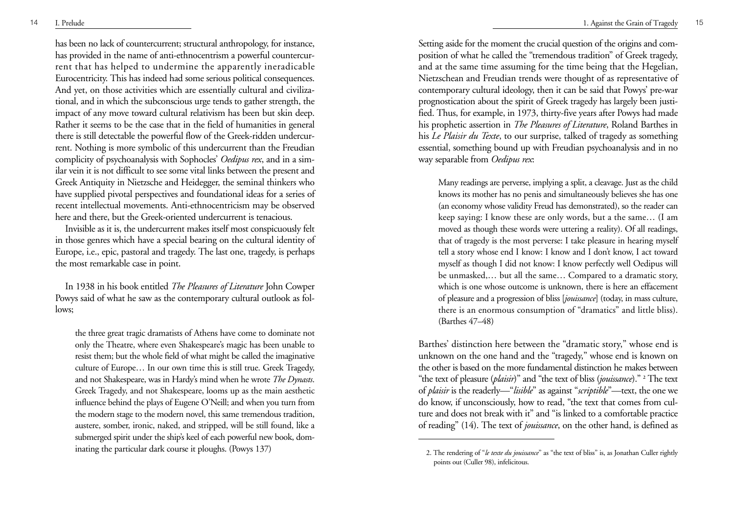has been no lack of countercurrent; structural anthropology, for instance, has provided in the name of anti-ethnocentrism a powerful countercurrent that has helped to undermine the apparently ineradicable Eurocentricity. This has indeed had some serious political consequences. And yet, on those activities which are essentially cultural and civilizational, and in which the subconscious urge tends to gather strength, the impact of any move toward cultural relativism has been but skin deep. Rather it seems to be the case that in the field of humanities in general there is still detectable the powerful flow of the Greek-ridden undercurrent. Nothing is more symbolic of this undercurrent than the Freudian complicity of psychoanalysis with Sophocles' *Oedipus rex*, and in a similar vein it is not difficult to see some vital links between the present and Greek Antiquity in Nietzsche and Heidegger, the seminal thinkers who have supplied pivotal perspectives and foundational ideas for a series of recent intellectual movements. Anti-ethnocentricism may be observed here and there, but the Greek-oriented undercurrent is tenacious.

Invisible as it is, the undercurrent makes itself most conspicuously felt in those genres which have a special bearing on the cultural identity of Europe, i.e., epic, pastoral and tragedy. The last one, tragedy, is perhaps the most remarkable case in point.

In 1938 in his book entitled *The Pleasures of Literature* John Cowper Powys said of what he saw as the contemporary cultural outlook as follows;

> the three great tragic dramatists of Athens have come to dominate not only the Theatre, where even Shakespeare's magic has been unable to resist them; but the whole field of what might be called the imaginative culture of Europe… In our own time this is still true. Greek Tragedy, and not Shakespeare, was in Hardy's mind when he wrote *The Dynasts*. Greek Tragedy, and not Shakespeare, looms up as the main aesthetic influence behind the plays of Eugene O'Neill; and when you turn from the modern stage to the modern novel, this same tremendous tradition, austere, somber, ironic, naked, and stripped, will be still found, like a submerged spirit under the ship's keel of each powerful new book, dominating the particular dark course it ploughs. (Powys 137)

Setting aside for the moment the crucial question of the origins and composition of what he called the "tremendous tradition" of Greek tragedy, and at the same time assuming for the time being that the Hegelian, Nietzschean and Freudian trends were thought of as representative of contemporary cultural ideology, then it can be said that Powys' pre-war prognostication about the spirit of Greek tragedy has largely been justified. Thus, for example, in 1973, thirty-five years after Powys had made his prophetic assertion in *The Pleasures of Literature*, Roland Barthes in his *Le Plaisir du Texte*, to our surprise, talked of tragedy as something essential, something bound up with Freudian psychoanalysis and in no way separable from *Oedipus rex*:

> Many readings are perverse, implying a split, a cleavage. Just as the child knows its mother has no penis and simultaneously believes she has one (an economy whose validity Freud has demonstrated), so the reader can keep saying: I know these are only words, but a the same… (I am moved as though these words were uttering a reality). Of all readings, that of tragedy is the most perverse: I take pleasure in hearing myself tell a story whose end I know: I know and I don't know, I act toward myself as though I did not know: I know perfectly well Oedipus will be unmasked,… but all the same… Compared to a dramatic story, which is one whose outcome is unknown, there is here an effacement of pleasure and a progression of bliss [*jouissance*] (today, in mass culture, there is an enormous consumption of "dramatics" and little bliss). (Barthes 47–48)

Barthes' distinction here between the "dramatic story," whose end is unknown on the one hand and the "tragedy," whose end is known on the other is based on the more fundamental distinction he makes between "the text of pleasure (*plaisir*)" and "the text of bliss (*jouissance*)." [2] The text of *plaisir* is the readerly—"*lisible*" as against "*scriptible*"—text, the one we do know, if unconsciously, how to read, "the text that comes from culture and does not break with it" and "is linked to a comfortable practice of reading" (14). The text of *jouissance*, on the other hand, is defined as

2. The rendering of "*le texte du jouissance*" as "the text of bliss" is, as Jonathan Culler rightly points out (Culler 98), infelicitous.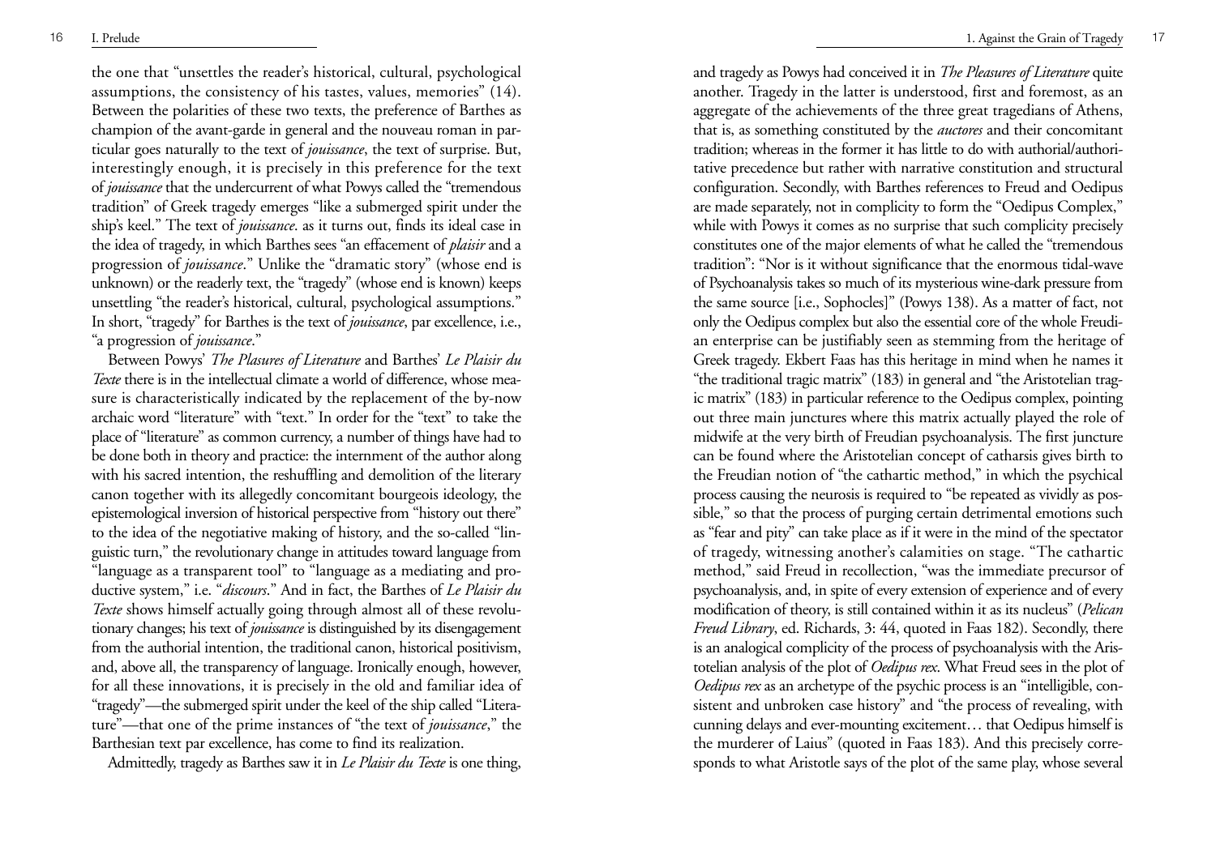the one that "unsettles the reader's historical, cultural, psychological assumptions, the consistency of his tastes, values, memories" (14). Between the polarities of these two texts, the preference of Barthes as champion of the avant-garde in general and the nouveau roman in particular goes naturally to the text of *jouissance*, the text of surprise. But, interestingly enough, it is precisely in this preference for the text of *jouissance* that the undercurrent of what Powys called the "tremendous tradition" of Greek tragedy emerges "like a submerged spirit under the ship's keel." The text of *jouissance*. as it turns out, finds its ideal case in the idea of tragedy, in which Barthes sees "an effacement of *plaisir* and a progression of *jouissance*." Unlike the "dramatic story" (whose end is unknown) or the readerly text, the "tragedy" (whose end is known) keeps unsettling "the reader's historical, cultural, psychological assumptions." In short, "tragedy" for Barthes is the text of *jouissance*, par excellence, i.e., "a progression of *jouissance*."

Between Powys' *The Plasures of Literature* and Barthes' *Le Plaisir du Texte* there is in the intellectual climate a world of difference, whose measure is characteristically indicated by the replacement of the by-now archaic word "literature" with "text." In order for the "text" to take the place of "literature" as common currency, a number of things have had to be done both in theory and practice: the internment of the author along with his sacred intention, the reshuffling and demolition of the literary canon together with its allegedly concomitant bourgeois ideology, the epistemological inversion of historical perspective from "history out there" to the idea of the negotiative making of history, and the so-called "linguistic turn," the revolutionary change in attitudes toward language from "language as a transparent tool" to "language as a mediating and productive system," i.e. "*discours*." And in fact, the Barthes of *Le Plaisir du Texte* shows himself actually going through almost all of these revolutionary changes; his text of *jouissance* is distinguished by its disengagement from the authorial intention, the traditional canon, historical positivism, and, above all, the transparency of language. Ironically enough, however, for all these innovations, it is precisely in the old and familiar idea of "tragedy"—the submerged spirit under the keel of the ship called "Literature"—that one of the prime instances of "the text of *jouissance*," the Barthesian text par excellence, has come to find its realization.

Admittedly, tragedy as Barthes saw it in *Le Plaisir du Texte* is one thing, and tragedy as Powys had conceived it in *The Pleasures of Literature* quite another. Tragedy in the latter is understood, first and foremost, as an aggregate of the achievements of the three great tragedians of Athens, that is, as something constituted by the *auctores* and their concomitant tradition; whereas in the former it has little to do with authorial/authoritative precedence but rather with narrative constitution and structural configuration. Secondly, with Barthes references to Freud and Oedipus are made separately, not in complicity to form the "Oedipus Complex," while with Powys it comes as no surprise that such complicity precisely constitutes one of the major elements of what he called the "tremendous tradition": "Nor is it without significance that the enormous tidal-wave of Psychoanalysis takes so much of its mysterious wine-dark pressure from the same source [i.e., Sophocles]" (Powys 138). As a matter of fact, not only the Oedipus complex but also the essential core of the whole Freudian enterprise can be justifiably seen as stemming from the heritage of Greek tragedy. Ekbert Faas has this heritage in mind when he names it "the traditional tragic matrix" (183) in general and "the Aristotelian tragic matrix" (183) in particular reference to the Oedipus complex, pointing out three main junctures where this matrix actually played the role of midwife at the very birth of Freudian psychoanalysis. The first juncture can be found where the Aristotelian concept of catharsis gives birth to the Freudian notion of "the cathartic method," in which the psychical process causing the neurosis is required to "be repeated as vividly as possible," so that the process of purging certain detrimental emotions such as "fear and pity" can take place as if it were in the mind of the spectator of tragedy, witnessing another's calamities on stage. "The cathartic method," said Freud in recollection, "was the immediate precursor of psychoanalysis, and, in spite of every extension of experience and of every modification of theory, is still contained within it as its nucleus" (*Pelican Freud Library*, ed. Richards, 3: 44, quoted in Faas 182). Secondly, there is an analogical complicity of the process of psychoanalysis with the Aristotelian analysis of the plot of *Oedipus rex*. What Freud sees in the plot of *Oedipus rex* as an archetype of the psychic process is an "intelligible, consistent and unbroken case history" and "the process of revealing, with cunning delays and ever-mounting excitement… that Oedipus himself is the murderer of Laius" (quoted in Faas 183). And this precisely corresponds to what Aristotle says of the plot of the same play, whose several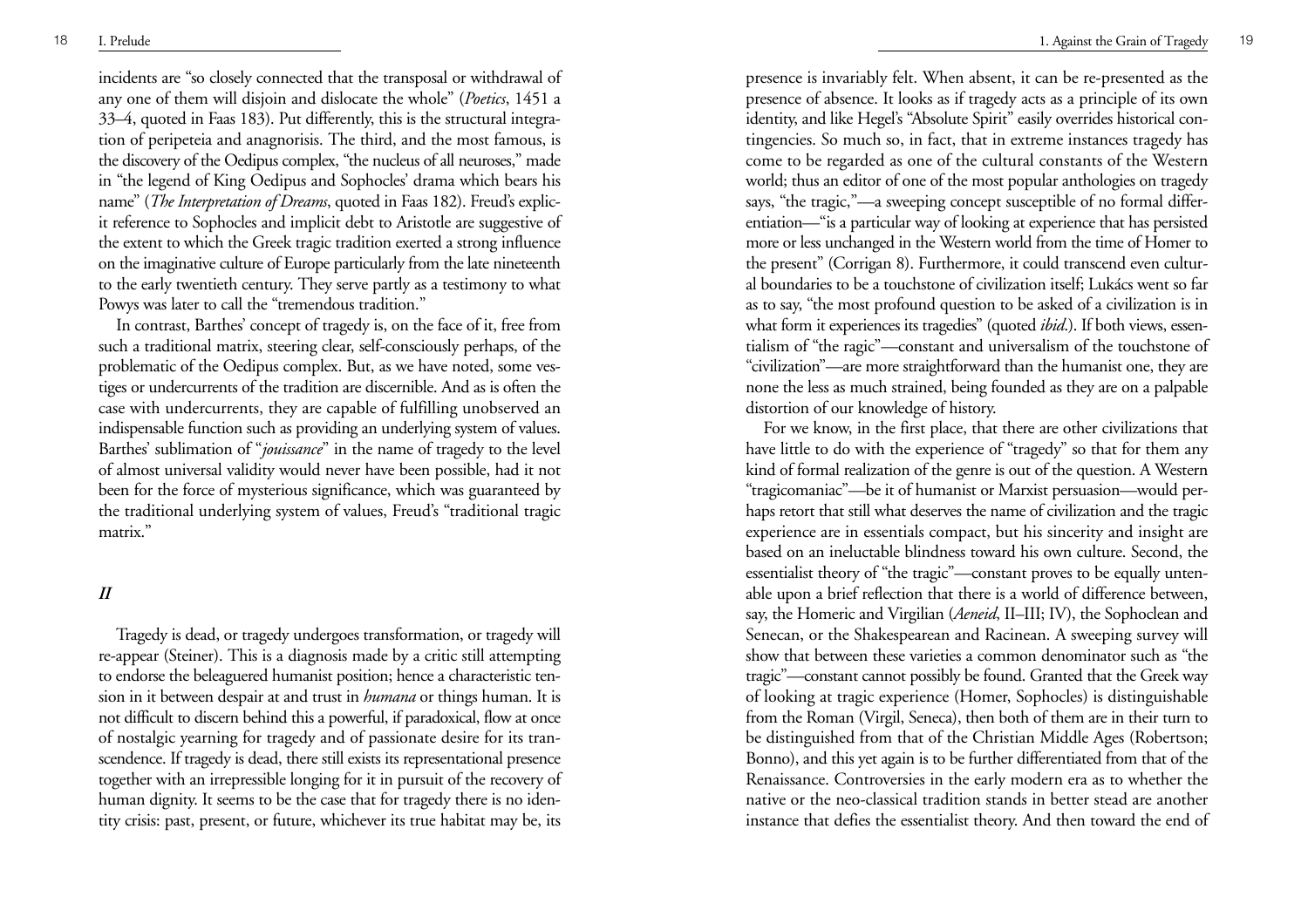incidents are "so closely connected that the transposal or withdrawal of any one of them will disjoin and dislocate the whole" (*Poetics*, 1451 a 33–4, quoted in Faas 183). Put differently, this is the structural integration of peripeteia and anagnorisis. The third, and the most famous, is the discovery of the Oedipus complex, "the nucleus of all neuroses," made in "the legend of King Oedipus and Sophocles' drama which bears his name" (*The Interpretation of Dreams*, quoted in Faas 182). Freud's explicit reference to Sophocles and implicit debt to Aristotle are suggestive of the extent to which the Greek tragic tradition exerted a strong influence on the imaginative culture of Europe particularly from the late nineteenth to the early twentieth century. They serve partly as a testimony to what Powys was later to call the "tremendous tradition."

In contrast, Barthes' concept of tragedy is, on the face of it, free from such a traditional matrix, steering clear, self-consciously perhaps, of the problematic of the Oedipus complex. But, as we have noted, some vestiges or undercurrents of the tradition are discernible. And as is often the case with undercurrents, they are capable of fulfilling unobserved an indispensable function such as providing an underlying system of values. Barthes' sublimation of "*jouissance*" in the name of tragedy to the level of almost universal validity would never have been possible, had it not been for the force of mysterious significance, which was guaranteed by the traditional underlying system of values, Freud's "traditional tragic matrix."

## *II*

Tragedy is dead, or tragedy undergoes transformation, or tragedy will re-appear (Steiner). This is a diagnosis made by a critic still attempting to endorse the beleaguered humanist position; hence a characteristic tension in it between despair at and trust in *humana* or things human. It is not difficult to discern behind this a powerful, if paradoxical, flow at once of nostalgic yearning for tragedy and of passionate desire for its transcendence. If tragedy is dead, there still exists its representational presence together with an irrepressible longing for it in pursuit of the recovery of human dignity. It seems to be the case that for tragedy there is no identity crisis: past, present, or future, whichever its true habitat may be, its presence is invariably felt. When absent, it can be re-presented as the presence of absence. It looks as if tragedy acts as a principle of its own identity, and like Hegel's "Absolute Spirit" easily overrides historical contingencies. So much so, in fact, that in extreme instances tragedy has come to be regarded as one of the cultural constants of the Western world; thus an editor of one of the most popular anthologies on tragedy says, "the tragic,"—a sweeping concept susceptible of no formal differentiation—"is a particular way of looking at experience that has persisted more or less unchanged in the Western world from the time of Homer to the present" (Corrigan 8). Furthermore, it could transcend even cultural boundaries to be a touchstone of civilization itself; Lukács went so far as to say, "the most profound question to be asked of a civilization is in what form it experiences its tragedies" (quoted *ibid.*). If both views, essentialism of "the ragic"—constant and universalism of the touchstone of "civilization"—are more straightforward than the humanist one, they are none the less as much strained, being founded as they are on a palpable distortion of our knowledge of history.

For we know, in the first place, that there are other civilizations that have little to do with the experience of "tragedy" so that for them any kind of formal realization of the genre is out of the question. A Western "tragicomaniac"—be it of humanist or Marxist persuasion—would perhaps retort that still what deserves the name of civilization and the tragic experience are in essentials compact, but his sincerity and insight are based on an ineluctable blindness toward his own culture. Second, the essentialist theory of "the tragic"—constant proves to be equally untenable upon a brief reflection that there is a world of difference between, say, the Homeric and Virgilian (*Aeneid*, II–III; IV), the Sophoclean and Senecan, or the Shakespearean and Racinean. A sweeping survey will show that between these varieties a common denominator such as "the tragic"—constant cannot possibly be found. Granted that the Greek way of looking at tragic experience (Homer, Sophocles) is distinguishable from the Roman (Virgil, Seneca), then both of them are in their turn to be distinguished from that of the Christian Middle Ages (Robertson; Bonno), and this yet again is to be further differentiated from that of the Renaissance. Controversies in the early modern era as to whether the native or the neo-classical tradition stands in better stead are another instance that defies the essentialist theory. And then toward the end of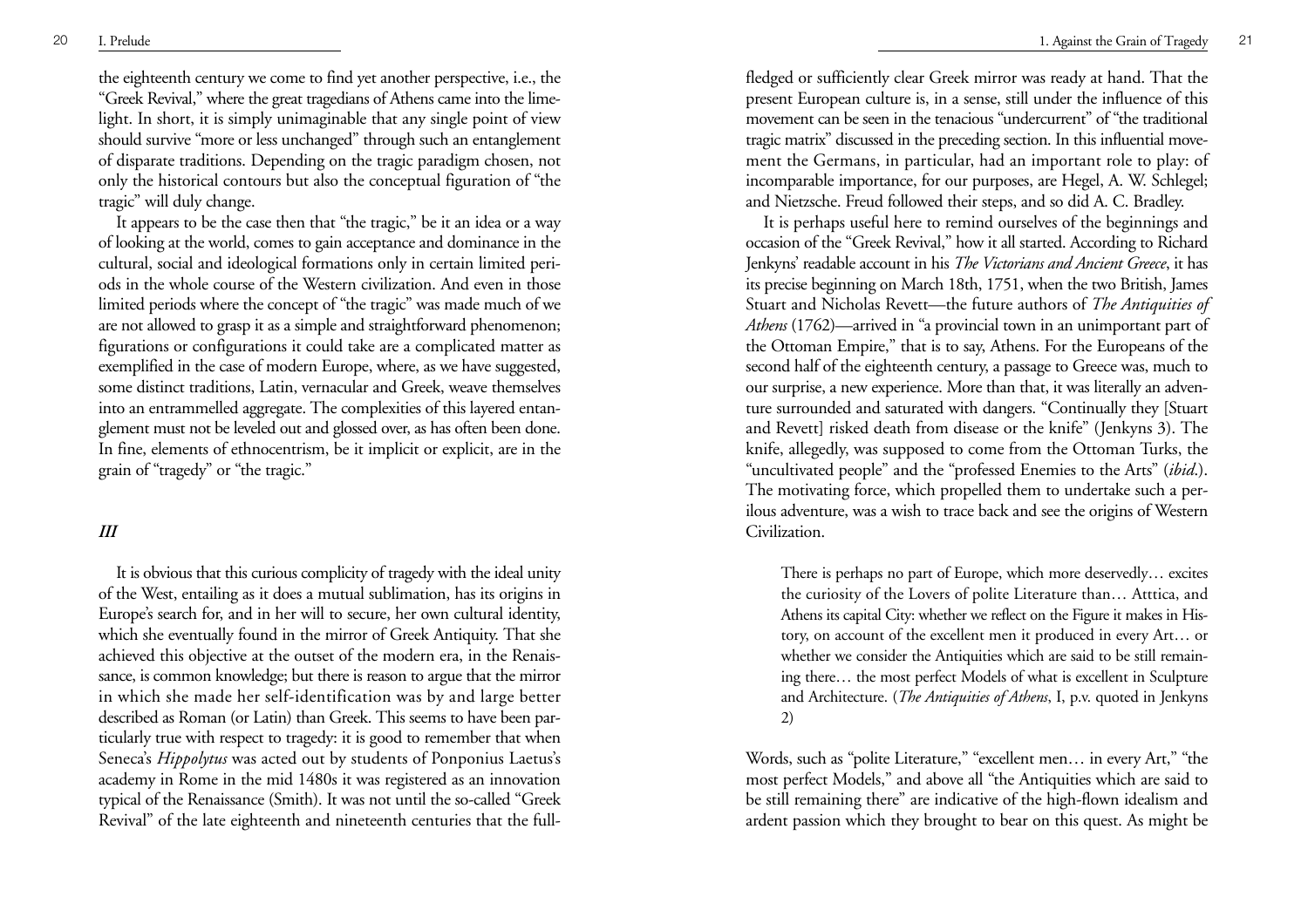the eighteenth century we come to find yet another perspective, i.e., the "Greek Revival," where the great tragedians of Athens came into the limelight. In short, it is simply unimaginable that any single point of view should survive "more or less unchanged" through such an entanglement of disparate traditions. Depending on the tragic paradigm chosen, not only the historical contours but also the conceptual figuration of "the tragic" will duly change.

It appears to be the case then that "the tragic," be it an idea or a way of looking at the world, comes to gain acceptance and dominance in the cultural, social and ideological formations only in certain limited periods in the whole course of the Western civilization. And even in those limited periods where the concept of "the tragic" was made much of we are not allowed to grasp it as a simple and straightforward phenomenon; figurations or configurations it could take are a complicated matter as exemplified in the case of modern Europe, where, as we have suggested, some distinct traditions, Latin, vernacular and Greek, weave themselves into an entrammelled aggregate. The complexities of this layered entanglement must not be leveled out and glossed over, as has often been done. In fine, elements of ethnocentrism, be it implicit or explicit, are in the grain of "tragedy" or "the tragic."

### *III*

It is obvious that this curious complicity of tragedy with the ideal unity of the West, entailing as it does a mutual sublimation, has its origins in Europe's search for, and in her will to secure, her own cultural identity, which she eventually found in the mirror of Greek Antiquity. That she achieved this objective at the outset of the modern era, in the Renaissance, is common knowledge; but there is reason to argue that the mirror in which she made her self-identification was by and large better described as Roman (or Latin) than Greek. This seems to have been particularly true with respect to tragedy: it is good to remember that when Seneca's *Hippolytus* was acted out by students of Ponponius Laetus's academy in Rome in the mid 1480s it was registered as an innovation typical of the Renaissance (Smith). It was not until the so-called "Greek Revival" of the late eighteenth and nineteenth centuries that the full-fledged or sufficiently clear Greek mirror was ready at hand. That the present European culture is, in a sense, still under the influence of this movement can be seen in the tenacious "undercurrent" of "the traditional tragic matrix" discussed in the preceding section. In this influential movement the Germans, in particular, had an important role to play: of incomparable importance, for our purposes, are Hegel, A. W. Schlegel; and Nietzsche. Freud followed their steps, and so did A. C. Bradley.

It is perhaps useful here to remind ourselves of the beginnings and occasion of the "Greek Revival," how it all started. According to Richard Jenkyns' readable account in his *The Victorians and Ancient Greece*, it has its precise beginning on March 18th, 1751, when the two British, James Stuart and Nicholas Revett—the future authors of *The Antiquities of Athens* (1762)—arrived in "a provincial town in an unimportant part of the Ottoman Empire," that is to say, Athens. For the Europeans of the second half of the eighteenth century, a passage to Greece was, much to our surprise, a new experience. More than that, it was literally an adventure surrounded and saturated with dangers. "Continually they [Stuart and Revett] risked death from disease or the knife" (Jenkyns 3). The knife, allegedly, was supposed to come from the Ottoman Turks, the "uncultivated people" and the "professed Enemies to the Arts" (*ibid*.). The motivating force, which propelled them to undertake such a perilous adventure, was a wish to trace back and see the origins of Western Civilization.

> There is perhaps no part of Europe, which more deservedly… excites the curiosity of the Lovers of polite Literature than… Atttica, and Athens its capital City: whether we reflect on the Figure it makes in History, on account of the excellent men it produced in every Art… or whether we consider the Antiquities which are said to be still remaining there… the most perfect Models of what is excellent in Sculpture and Architecture. (*The Antiquities of Athens*, I, p.v. quoted in Jenkyns 2)

Words, such as "polite Literature," "excellent men… in every Art," "the most perfect Models," and above all "the Antiquities which are said to be still remaining there" are indicative of the high-flown idealism and ardent passion which they brought to bear on this quest. As might be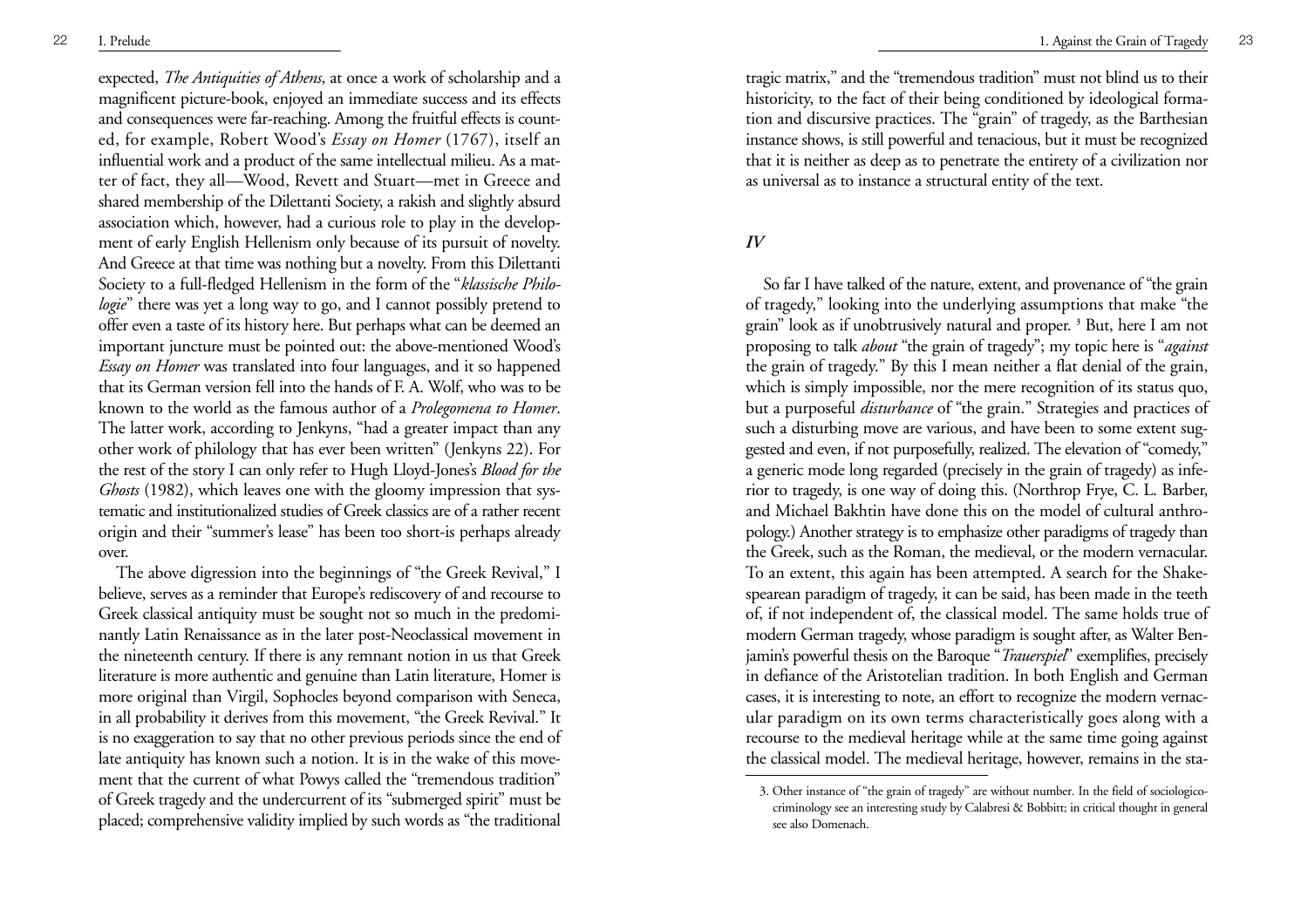expected, *The Antiquities of Athens*, at once a work of scholarship and a magnificent picture-book, enjoyed an immediate success and its effects and consequences were far-reaching. Among the fruitful effects is counted, for example, Robert Wood's *Essay on Homer* (1767), itself an influential work and a product of the same intellectual milieu. As a matter of fact, they all—Wood, Revett and Stuart—met in Greece and shared membership of the Dilettanti Society, a rakish and slightly absurd association which, however, had a curious role to play in the development of early English Hellenism only because of its pursuit of novelty. And Greece at that time was nothing but a novelty. From this Dilettanti Society to a full-fledged Hellenism in the form of the "*klassische Philologie*" there was yet a long way to go, and I cannot possibly pretend to offer even a taste of its history here. But perhaps what can be deemed an important juncture must be pointed out: the above-mentioned Wood's *Essay on Homer* was translated into four languages, and it so happened that its German version fell into the hands of F. A. Wolf, who was to be known to the world as the famous author of a *Prolegomena to Homer*. The latter work, according to Jenkyns, "had a greater impact than any other work of philology that has ever been written" (Jenkyns 22). For the rest of the story I can only refer to Hugh Lloyd-Jones's *Blood for the Ghosts* (1982), which leaves one with the gloomy impression that systematic and institutionalized studies of Greek classics are of a rather recent origin and their "summer's lease" has been too short-is perhaps already over.

The above digression into the beginnings of "the Greek Revival," I believe, serves as a reminder that Europe's rediscovery of and recourse to Greek classical antiquity must be sought not so much in the predominantly Latin Renaissance as in the later post-Neoclassical movement in the nineteenth century. If there is any remnant notion in us that Greek literature is more authentic and genuine than Latin literature, Homer is more original than Virgil, Sophocles beyond comparison with Seneca, in all probability it derives from this movement, "the Greek Revival." It is no exaggeration to say that no other previous periods since the end of late antiquity has known such a notion. It is in the wake of this movement that the current of what Powys called the "tremendous tradition" of Greek tragedy and the undercurrent of its "submerged spirit" must be placed; comprehensive validity implied by such words as "the traditional tragic matrix," and the "tremendous tradition" must not blind us to their historicity, to the fact of their being conditioned by ideological formation and discursive practices. The "grain" of tragedy, as the Barthesian instance shows, is still powerful and tenacious, but it must be recognized that it is neither as deep as to penetrate the entirety of a civilization nor as universal as to instance a structural entity of the text.

## *IV*

So far I have talked of the nature, extent, and provenance of "the grain of tragedy," looking into the underlying assumptions that make "the grain" look as if unobtrusively natural and proper. [3] But, here I am not proposing to talk *about* "the grain of tragedy"; my topic here is "*against* the grain of tragedy." By this I mean neither a flat denial of the grain, which is simply impossible, nor the mere recognition of its status quo, but a purposeful *disturbance* of "the grain." Strategies and practices of such a disturbing move are various, and have been to some extent suggested and even, if not purposefully, realized. The elevation of "comedy," a generic mode long regarded (precisely in the grain of tragedy) as inferior to tragedy, is one way of doing this. (Northrop Frye, C. L. Barber, and Michael Bakhtin have done this on the model of cultural anthropology.) Another strategy is to emphasize other paradigms of tragedy than the Greek, such as the Roman, the medieval, or the modern vernacular. To an extent, this again has been attempted. A search for the Shakespearean paradigm of tragedy, it can be said, has been made in the teeth of, if not independent of, the classical model. The same holds true of modern German tragedy, whose paradigm is sought after, as Walter Benjamin's powerful thesis on the Baroque "*Trauerspiel*" exemplifies, precisely in defiance of the Aristotelian tradition. In both English and German cases, it is interesting to note, an effort to recognize the modern vernacular paradigm on its own terms characteristically goes along with a recourse to the medieval heritage while at the same time going against the classical model. The medieval heritage, however, remains in the sta-

3. Other instance of "the grain of tragedy" are without number. In the field of sociologico-criminology see an interesting study by Calabresi & Bobbitt; in critical thought in general see also Domenach.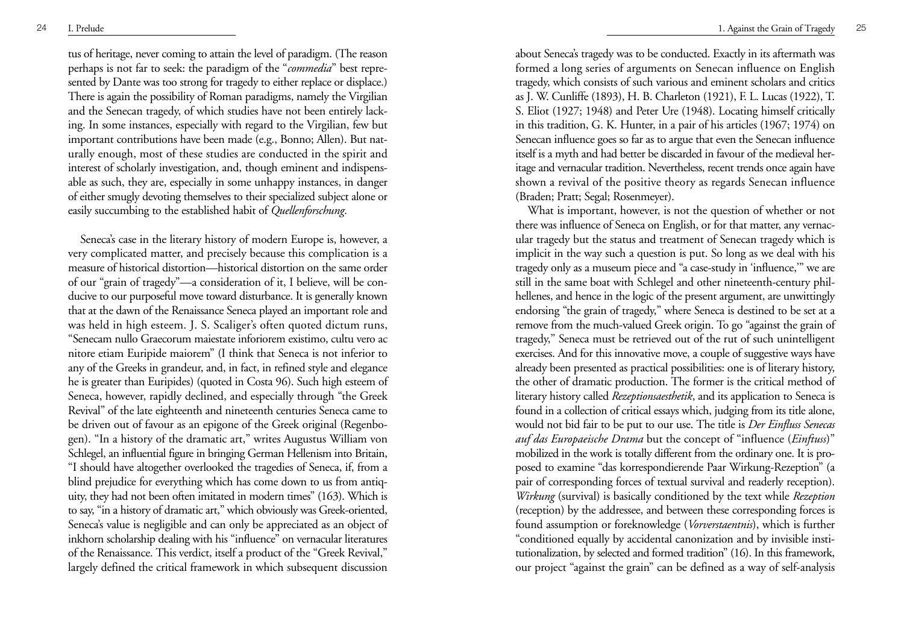tus of heritage, never coming to attain the level of paradigm. (The reason perhaps is not far to seek: the paradigm of the "*commedia*" best represented by Dante was too strong for tragedy to either replace or displace.) There is again the possibility of Roman paradigms, namely the Virgilian and the Senecan tragedy, of which studies have not been entirely lacking. In some instances, especially with regard to the Virgilian, few but important contributions have been made (e.g., Bonno; Allen). But naturally enough, most of these studies are conducted in the spirit and interest of scholarly investigation, and, though eminent and indispensable as such, they are, especially in some unhappy instances, in danger of either smugly devoting themselves to their specialized subject alone or easily succumbing to the established habit of *Quellenforschung*.

Seneca's case in the literary history of modern Europe is, however, a very complicated matter, and precisely because this complication is a measure of historical distortion—historical distortion on the same order of our "grain of tragedy"—a consideration of it, I believe, will be conducive to our purposeful move toward disturbance. It is generally known that at the dawn of the Renaissance Seneca played an important role and was held in high esteem. J. S. Scaliger's often quoted dictum runs, "Senecam nullo Graecorum maiestate inforiorem existimo, cultu vero ac nitore etiam Euripide maiorem" (I think that Seneca is not inferior to any of the Greeks in grandeur, and, in fact, in refined style and elegance he is greater than Euripides) (quoted in Costa 96). Such high esteem of Seneca, however, rapidly declined, and especially through "the Greek Revival" of the late eighteenth and nineteenth centuries Seneca came to be driven out of favour as an epigone of the Greek original (Regenbogen). "In a history of the dramatic art," writes Augustus William von Schlegel, an influential figure in bringing German Hellenism into Britain, "I should have altogether overlooked the tragedies of Seneca, if, from a blind prejudice for everything which has come down to us from antiquity, they had not been often imitated in modern times" (163). Which is to say, "in a history of dramatic art," which obviously was Greek-oriented, Seneca's value is negligible and can only be appreciated as an object of inkhorn scholarship dealing with his "influence" on vernacular literatures of the Renaissance. This verdict, itself a product of the "Greek Revival," largely defined the critical framework in which subsequent discussion about Seneca's tragedy was to be conducted. Exactly in its aftermath was formed a long series of arguments on Senecan influence on English tragedy, which consists of such various and eminent scholars and critics as J. W. Cunliffe (1893), H. B. Charleton (1921), F. L. Lucas (1922), T. S. Eliot (1927; 1948) and Peter Ure (1948). Locating himself critically in this tradition, G. K. Hunter, in a pair of his articles (1967; 1974) on Senecan influence goes so far as to argue that even the Senecan influence itself is a myth and had better be discarded in favour of the medieval heritage and vernacular tradition. Nevertheless, recent trends once again have shown a revival of the positive theory as regards Senecan influence (Braden; Pratt; Segal; Rosenmeyer).

What is important, however, is not the question of whether or not there was influence of Seneca on English, or for that matter, any vernacular tragedy but the status and treatment of Senecan tragedy which is implicit in the way such a question is put. So long as we deal with his tragedy only as a museum piece and "a case-study in 'influence,'" we are still in the same boat with Schlegel and other nineteenth-century philhellenes, and hence in the logic of the present argument, are unwittingly endorsing "the grain of tragedy," where Seneca is destined to be set at a remove from the much-valued Greek origin. To go "against the grain of tragedy," Seneca must be retrieved out of the rut of such unintelligent exercises. And for this innovative move, a couple of suggestive ways have already been presented as practical possibilities: one is of literary history, the other of dramatic production. The former is the critical method of literary history called *Rezeptionsaesthetik*, and its application to Seneca is found in a collection of critical essays which, judging from its title alone, would not bid fair to be put to our use. The title is *Der Einfluss Senecas auf das Europaeische Drama* but the concept of "influence (*Einfluss*)" mobilized in the work is totally different from the ordinary one. It is proposed to examine "das korrespondierende Paar Wirkung-Rezeption" (a pair of corresponding forces of textual survival and readerly reception). *Wirkung* (survival) is basically conditioned by the text while *Rezeption* (reception) by the addressee, and between these corresponding forces is found assumption or foreknowledge (*Vorverstaentnis*), which is further "conditioned equally by accidental canonization and by invisible institutionalization, by selected and formed tradition" (16). In this framework, our project "against the grain" can be defined as a way of self-analysis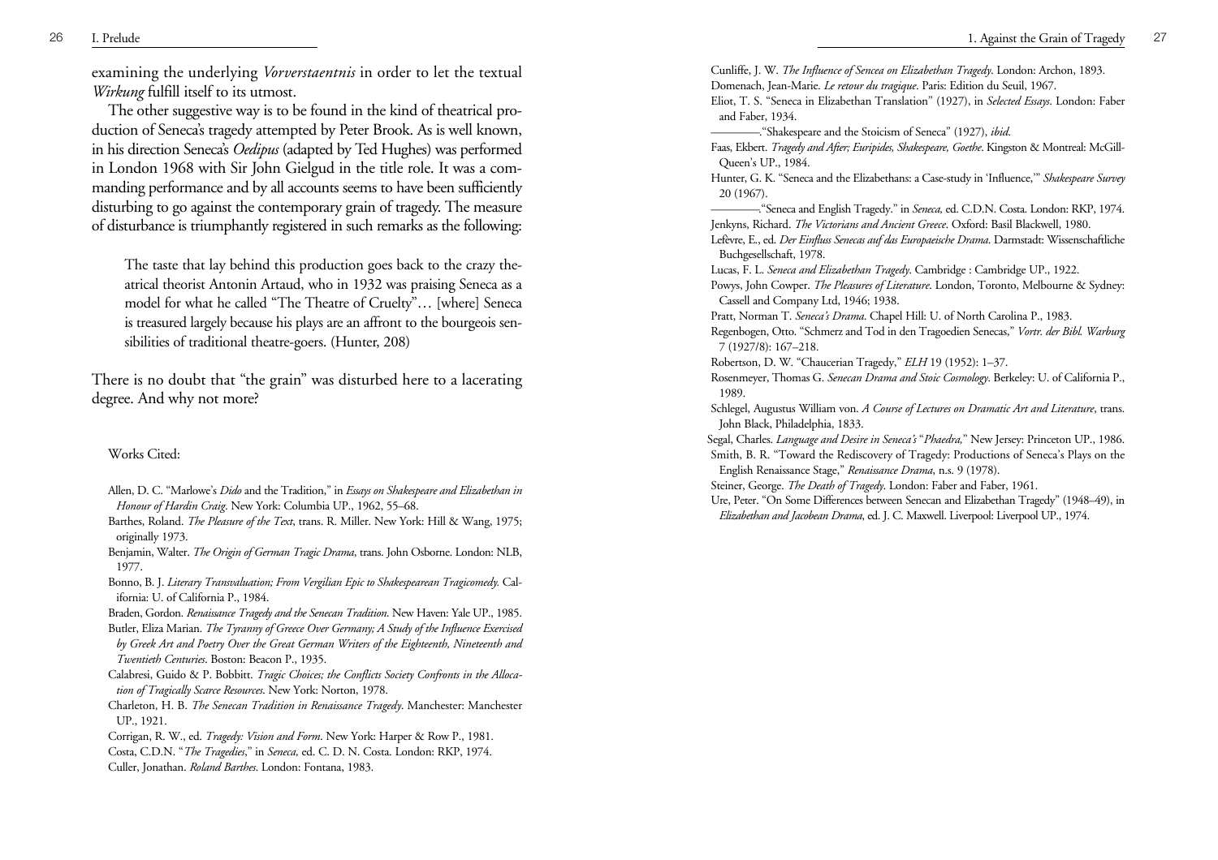examining the underlying *Vorverstaentnis* in order to let the textual *Wirkung* fulfill itself to its utmost.

The other suggestive way is to be found in the kind of theatrical production of Seneca's tragedy attempted by Peter Brook. As is well known, in his direction Seneca's *Oedipus* (adapted by Ted Hughes) was performed in London 1968 with Sir John Gielgud in the title role. It was a commanding performance and by all accounts seems to have been sufficiently disturbing to go against the contemporary grain of tragedy. The measure of disturbance is triumphantly registered in such remarks as the following:

> The taste that lay behind this production goes back to the crazy theatrical theorist Antonin Artaud, who in 1932 was praising Seneca as a model for what he called "The Theatre of Cruelty"… [where] Seneca is treasured largely because his plays are an affront to the bourgeois sensibilities of traditional theatre-goers. (Hunter, 208)

There is no doubt that "the grain" was disturbed here to a lacerating degree. And why not more?

Works Cited:

Allen, D. C. "Marlowe's *Dido* and the Tradition," in *Essays on Shakespeare and Elizabethan in Honour of Hardin Craig*. New York: Columbia UP., 1962, 55–68.

Barthes, Roland. *The Pleasure of the Text*, trans. R. Miller. New York: Hill & Wang, 1975; originally 1973.

Benjamin, Walter. *The Origin of German Tragic Drama*, trans. John Osborne. London: NLB, 1977.

Bonno, B. J. *Literary Transvaluation; From Vergilian Epic to Shakespearean Tragicomedy*. California: U. of California P., 1984.

Braden, Gordon. *Renaissance Tragedy and the Senecan Tradition*. New Haven: Yale UP., 1985.

Butler, Eliza Marian. *The Tyranny of Greece Over Germany; A Study of the Influence Exercised by Greek Art and Poetry Over the Great German Writers of the Eighteenth, Nineteenth and Twentieth Centuries*. Boston: Beacon P., 1935.

Calabresi, Guido & P. Bobbitt. *Tragic Choices; the Conflicts Society Confronts in the Allocation of Tragically Scarce Resources*. New York: Norton, 1978.

Charleton, H. B. *The Senecan Tradition in Renaissance Tragedy*. Manchester: Manchester UP., 1921.

Corrigan, R. W., ed. *Tragedy: Vision and Form*. New York: Harper & Row P., 1981.

Costa, C.D.N. "*The Tragedies*," in *Seneca,* ed. C. D. N. Costa. London: RKP, 1974.

Culler, Jonathan. *Roland Barthes*. London: Fontana, 1983.

Cunliffe, J. W. *The Influence of Sencea on Elizabethan Tragedy*. London: Archon, 1893.

Domenach, Jean-Marie. *Le retour du tragique*. Paris: Edition du Seuil, 1967.

Eliot, T. S. "Seneca in Elizabethan Translation" (1927), in *Selected Essays*. London: Faber and Faber, 1934.

————."Shakespeare and the Stoicism of Seneca" (1927), *ibid*.

Faas, Ekbert. *Tragedy and After; Euripides, Shakespeare, Goethe*. Kingston & Montreal: McGill-Queen's UP., 1984.

Hunter, G. K. "Seneca and the Elizabethans: a Case-study in 'Influence,'" *Shakespeare Survey* 20 (1967).

————."Seneca and English Tragedy." in *Seneca,* ed. C.D.N. Costa. London: RKP, 1974.

Jenkyns, Richard. *The Victorians and Ancient Greece*. Oxford: Basil Blackwell, 1980.

Lefevre, E., ed. *Der Einfluss Senecas auf das Europaeische Drama*. Darmstadt: Wissenschaftliche Buchgesellschaft, 1978.

Lucas, F. L. *Seneca and Elizabethan Tragedy*. Cambridge : Cambridge UP., 1922.

Powys, John Cowper. *The Pleasures of Literature*. London, Toronto, Melbourne & Sydney: Cassell and Company Ltd, 1946; 1938.

Pratt, Norman T. *Seneca's Drama*. Chapel Hill: U. of North Carolina P., 1983.

Regenbogen, Otto. "Schmerz and Tod in den Tragoedien Senecas," *Vortr. der Bibl. Warburg* 7 (1927/8): 167–218.

Robertson, D. W. "Chaucerian Tragedy," *ELH* 19 (1952): 1–37.

Rosenmeyer, Thomas G. *Senecan Drama and Stoic Cosmology*. Berkeley: U. of California P., 1989.

Schlegel, Augustus William von. *A Course of Lectures on Dramatic Art and Literature*, trans. John Black, Philadelphia, 1833.

Segal, Charles. *Language and Desire in Seneca's* "*Phaedra,*" New Jersey: Princeton UP., 1986.

Smith, B. R. "Toward the Rediscovery of Tragedy: Productions of Seneca's Plays on the English Renaissance Stage," *Renaissance Drama*, n.s. 9 (1978).

Steiner, George. *The Death of Tragedy*. London: Faber and Faber, 1961.

Ure, Peter. "On Some Differences between Senecan and Elizabethan Tragedy" (1948–49), in *Elizabethan and Jacobean Drama*, ed. J. C. Maxwell. Liverpool: Liverpool UP., 1974.